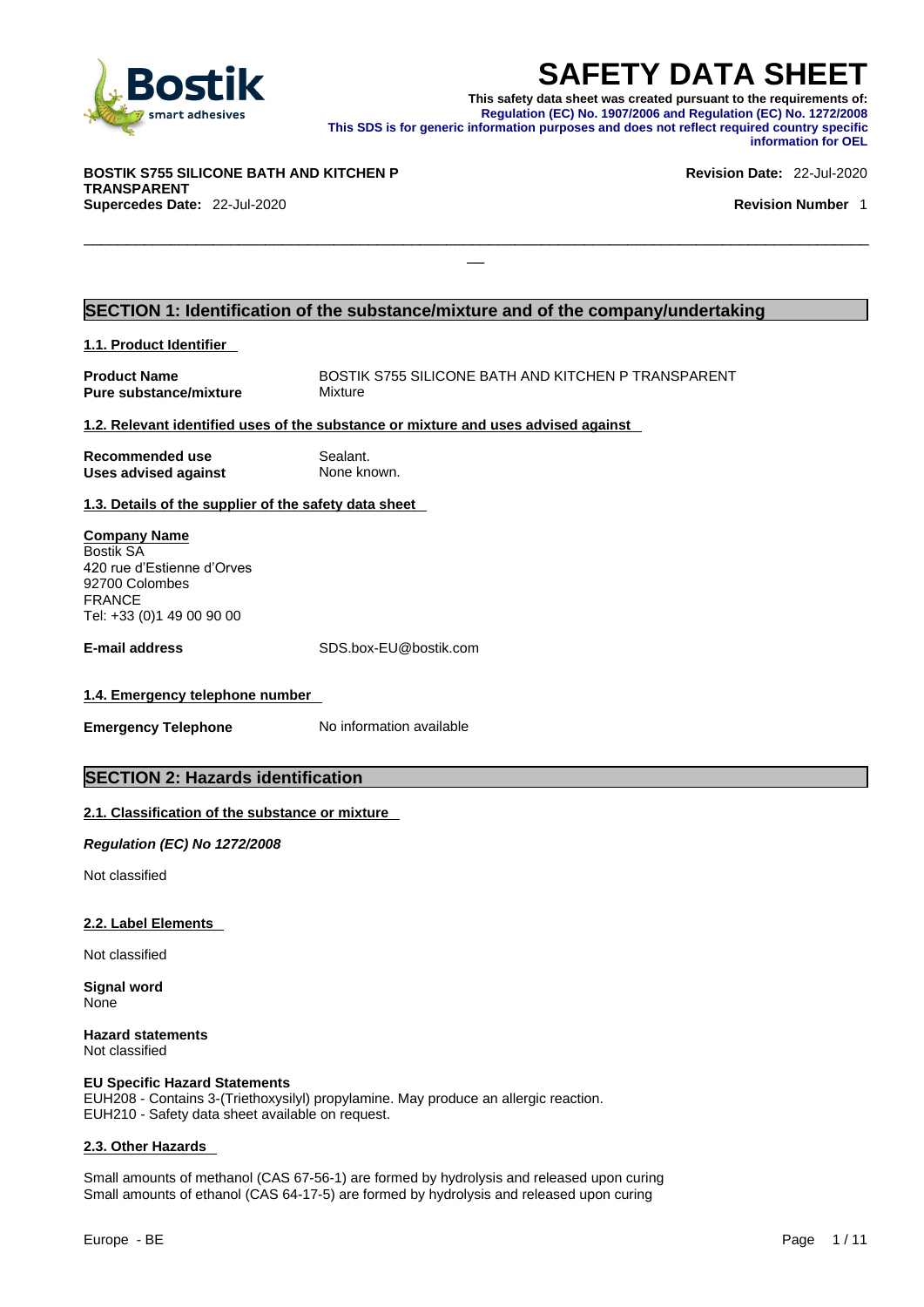# SAFETY DATA SHEET

**This safety data sheet was created pursuant to the requirements of:**
**Regulation (EC) No. 1907/2006 and Regulation (EC) No. 1272/2008**
**This SDS is for generic information purposes and does not reflect required country specific information for OEL**

**BOSTIK S755 SILICONE BATH AND KITCHEN P TRANSPARENT**
**Supercedes Date:** 22-Jul-2020

**Revision Date:** 22-Jul-2020
**Revision Number** 1

## SECTION 1: Identification of the substance/mixture and of the company/undertaking

### 1.1. Product Identifier

| | |
|---|---|
| **Product Name** | BOSTIK S755 SILICONE BATH AND KITCHEN P TRANSPARENT |
| **Pure substance/mixture** | Mixture |

### 1.2. Relevant identified uses of the substance or mixture and uses advised against

| | |
|---|---|
| **Recommended use** | Sealant. |
| **Uses advised against** | None known. |

### 1.3. Details of the supplier of the safety data sheet

**Company Name**
Bostik SA
420 rue d'Estienne d'Orves
92700 Colombes
FRANCE
Tel: +33 (0)1 49 00 90 00

**E-mail address** SDS.box-EU@bostik.com

### 1.4. Emergency telephone number

**Emergency Telephone** No information available

## SECTION 2: Hazards identification

### 2.1. Classification of the substance or mixture

***Regulation (EC) No 1272/2008***

Not classified

### 2.2. Label Elements

Not classified

**Signal word**
None

**Hazard statements**
Not classified

**EU Specific Hazard Statements**
EUH208 - Contains 3-(Triethoxysilyl) propylamine. May produce an allergic reaction.
EUH210 - Safety data sheet available on request.

### 2.3. Other Hazards

Small amounts of methanol (CAS 67-56-1) are formed by hydrolysis and released upon curing
Small amounts of ethanol (CAS 64-17-5) are formed by hydrolysis and released upon curing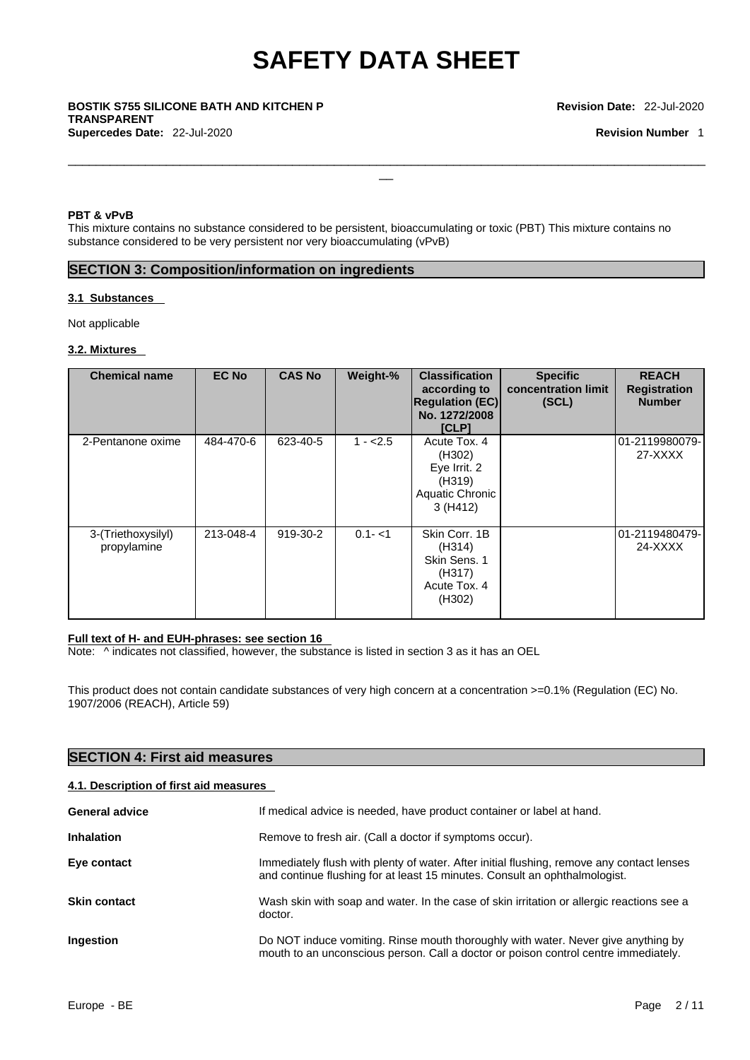**PBT & vPvB**

This mixture contains no substance considered to be persistent, bioaccumulating or toxic (PBT) This mixture contains no substance considered to be very persistent nor very bioaccumulating (vPvB)

## SECTION 3: Composition/information on ingredients

### 3.1 Substances

Not applicable

### 3.2. Mixtures

| Chemical name | EC No | CAS No | Weight-% | Classification according to Regulation (EC) No. 1272/2008 [CLP] | Specific concentration limit (SCL) | REACH Registration Number |
|---|---|---|---|---|---|---|
| 2-Pentanone oxime | 484-470-6 | 623-40-5 | 1 - <2.5 | Acute Tox. 4 (H302) Eye Irrit. 2 (H319) Aquatic Chronic 3 (H412) | | 01-2119980079-27-XXXX |
| 3-(Triethoxysilyl) propylamine | 213-048-4 | 919-30-2 | 0.1- <1 | Skin Corr. 1B (H314) Skin Sens. 1 (H317) Acute Tox. 4 (H302) | | 01-2119480479-24-XXXX |

**Full text of H- and EUH-phrases: see section 16**

Note: ^ indicates not classified, however, the substance is listed in section 3 as it has an OEL

This product does not contain candidate substances of very high concern at a concentration >=0.1% (Regulation (EC) No. 1907/2006 (REACH), Article 59)

## SECTION 4: First aid measures

### 4.1. Description of first aid measures

**General advice** If medical advice is needed, have product container or label at hand.

**Inhalation** Remove to fresh air. (Call a doctor if symptoms occur).

**Eye contact** Immediately flush with plenty of water. After initial flushing, remove any contact lenses and continue flushing for at least 15 minutes. Consult an ophthalmologist.

**Skin contact** Wash skin with soap and water. In the case of skin irritation or allergic reactions see a doctor.

**Ingestion** Do NOT induce vomiting. Rinse mouth thoroughly with water. Never give anything by mouth to an unconscious person. Call a doctor or poison control centre immediately.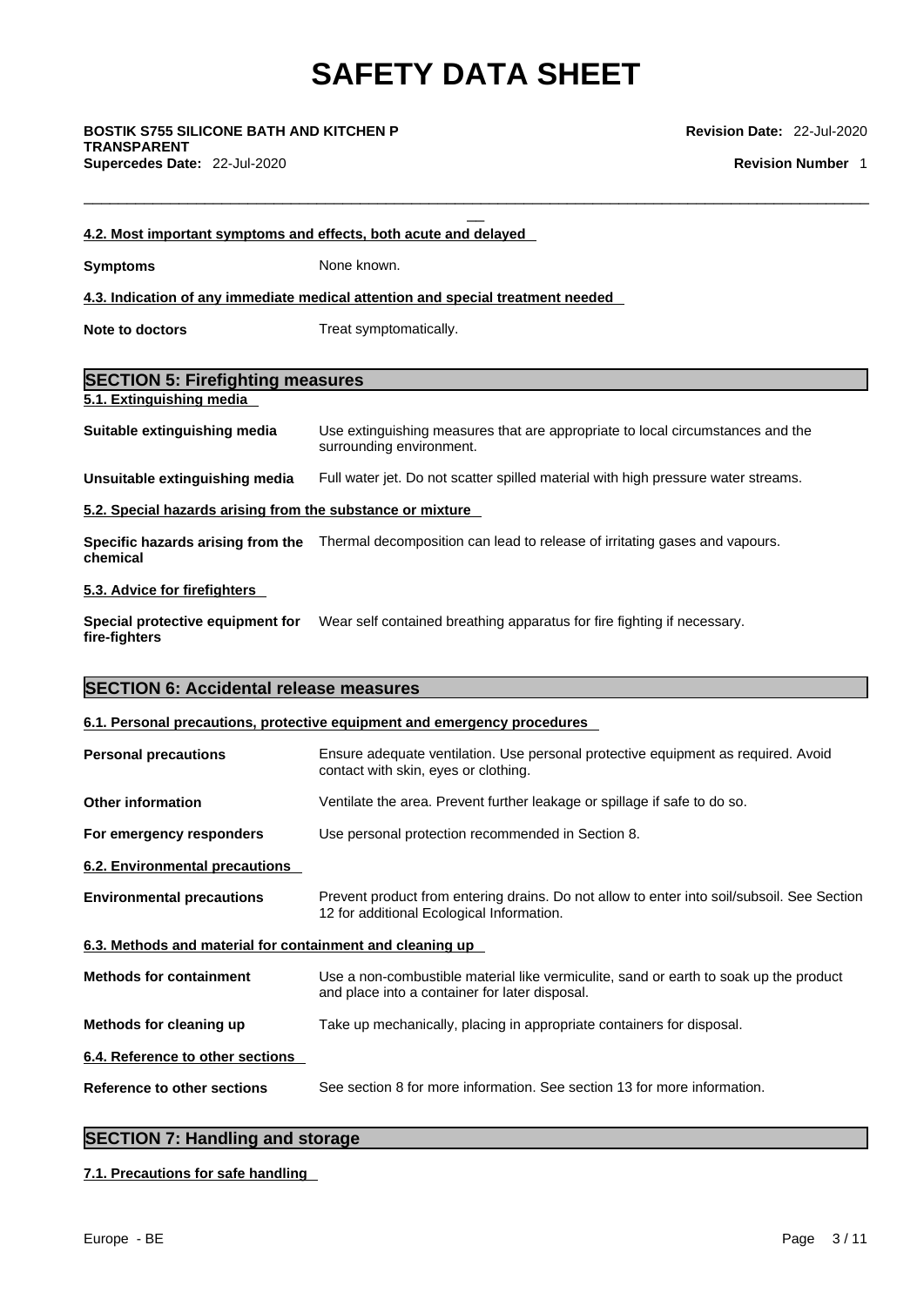#### 4.2. Most important symptoms and effects, both acute and delayed

**Symptoms** None known.

#### 4.3. Indication of any immediate medical attention and special treatment needed

**Note to doctors** Treat symptomatically.

## SECTION 5: Firefighting measures

#### 5.1. Extinguishing media

**Suitable extinguishing media** Use extinguishing measures that are appropriate to local circumstances and the surrounding environment.

**Unsuitable extinguishing media** Full water jet. Do not scatter spilled material with high pressure water streams.

#### 5.2. Special hazards arising from the substance or mixture

**Specific hazards arising from the chemical** Thermal decomposition can lead to release of irritating gases and vapours.

#### 5.3. Advice for firefighters

**Special protective equipment for fire-fighters** Wear self contained breathing apparatus for fire fighting if necessary.

## SECTION 6: Accidental release measures

#### 6.1. Personal precautions, protective equipment and emergency procedures

**Personal precautions** Ensure adequate ventilation. Use personal protective equipment as required. Avoid contact with skin, eyes or clothing.

**Other information** Ventilate the area. Prevent further leakage or spillage if safe to do so.

**For emergency responders** Use personal protection recommended in Section 8.

#### 6.2. Environmental precautions

**Environmental precautions** Prevent product from entering drains. Do not allow to enter into soil/subsoil. See Section 12 for additional Ecological Information.

#### 6.3. Methods and material for containment and cleaning up

**Methods for containment** Use a non-combustible material like vermiculite, sand or earth to soak up the product and place into a container for later disposal.

**Methods for cleaning up** Take up mechanically, placing in appropriate containers for disposal.

#### 6.4. Reference to other sections

**Reference to other sections** See section 8 for more information. See section 13 for more information.

## SECTION 7: Handling and storage

#### 7.1. Precautions for safe handling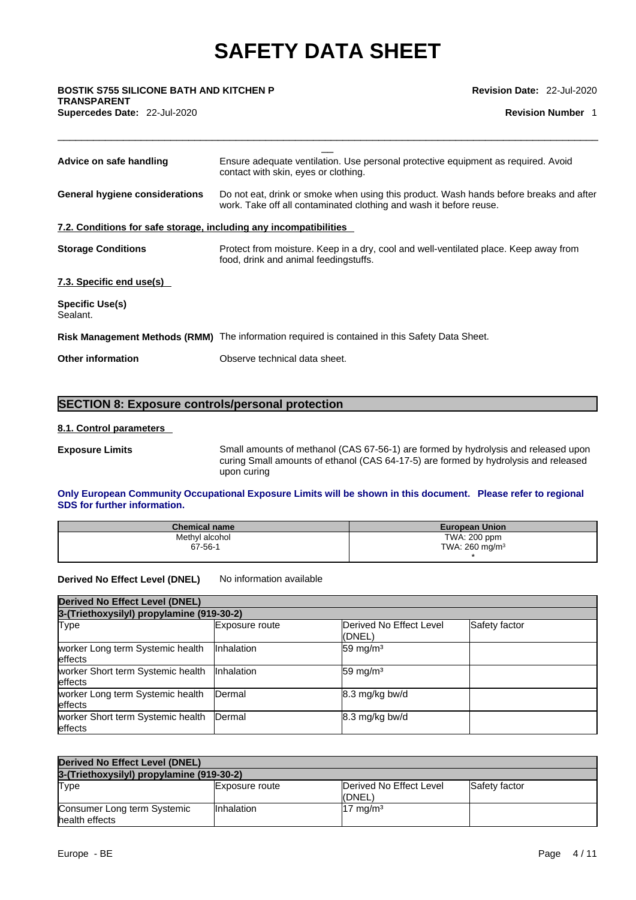**Advice on safe handling** Ensure adequate ventilation. Use personal protective equipment as required. Avoid contact with skin, eyes or clothing.

**General hygiene considerations** Do not eat, drink or smoke when using this product. Wash hands before breaks and after work. Take off all contaminated clothing and wash it before reuse.

### 7.2. Conditions for safe storage, including any incompatibilities

**Storage Conditions** Protect from moisture. Keep in a dry, cool and well-ventilated place. Keep away from food, drink and animal feedingstuffs.

### 7.3. Specific end use(s)

**Specific Use(s)**
Sealant.

**Risk Management Methods (RMM)** The information required is contained in this Safety Data Sheet.

**Other information** Observe technical data sheet.

## SECTION 8: Exposure controls/personal protection

### 8.1. Control parameters

**Exposure Limits** Small amounts of methanol (CAS 67-56-1) are formed by hydrolysis and released upon curing Small amounts of ethanol (CAS 64-17-5) are formed by hydrolysis and released upon curing

**Only European Community Occupational Exposure Limits will be shown in this document. Please refer to regional SDS for further information.**

| Chemical name | European Union |
|---|---|
| Methyl alcohol<br>67-56-1 | TWA: 200 ppm<br>TWA: 260 mg/m³<br>* |

**Derived No Effect Level (DNEL)** No information available

| Derived No Effect Level (DNEL) | | | |
|---|---|---|---|
| 3-(Triethoxysilyl) propylamine (919-30-2) | | | |
| Type | Exposure route | Derived No Effect Level (DNEL) | Safety factor |
| worker Long term Systemic health effects | Inhalation | 59 mg/m³ | |
| worker Short term Systemic health effects | Inhalation | 59 mg/m³ | |
| worker Long term Systemic health effects | Dermal | 8.3 mg/kg bw/d | |
| worker Short term Systemic health effects | Dermal | 8.3 mg/kg bw/d | |

| Derived No Effect Level (DNEL) | | | |
|---|---|---|---|
| 3-(Triethoxysilyl) propylamine (919-30-2) | | | |
| Type | Exposure route | Derived No Effect Level (DNEL) | Safety factor |
| Consumer Long term Systemic health effects | Inhalation | 17 mg/m³ | |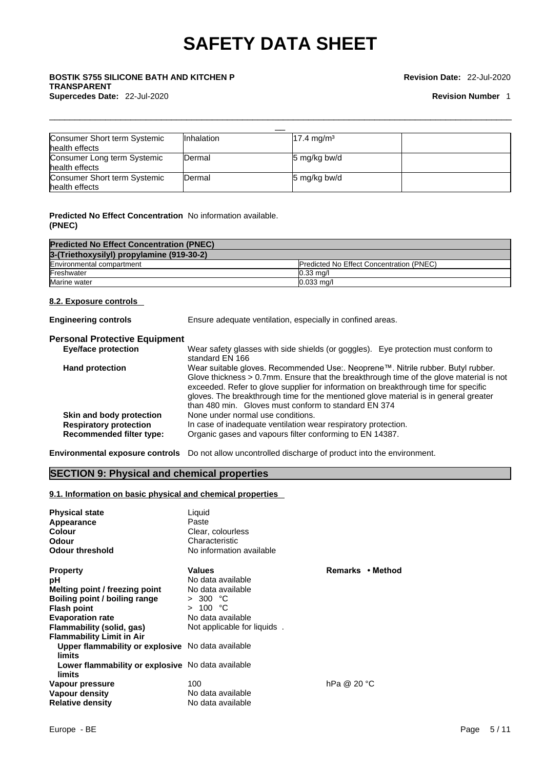| Consumer Short term Systemic health effects | Inhalation | 17.4 mg/m³ | |
|---|---|---|---|
| Consumer Long term Systemic health effects | Dermal | 5 mg/kg bw/d | |
| Consumer Short term Systemic health effects | Dermal | 5 mg/kg bw/d | |

**Predicted No Effect Concentration (PNEC)** No information available.

| Predicted No Effect Concentration (PNEC) | |
|---|---|
| **3-(Triethoxysilyl) propylamine (919-30-2)** | |
| Environmental compartment | Predicted No Effect Concentration (PNEC) |
| Freshwater | 0.33 mg/l |
| Marine water | 0.033 mg/l |

### 8.2. Exposure controls

**Engineering controls** Ensure adequate ventilation, especially in confined areas.

**Personal Protective Equipment**

**Eye/face protection** Wear safety glasses with side shields (or goggles). Eye protection must conform to standard EN 166

**Hand protection** Wear suitable gloves. Recommended Use:. Neoprene™. Nitrile rubber. Butyl rubber. Glove thickness > 0.7mm. Ensure that the breakthrough time of the glove material is not exceeded. Refer to glove supplier for information on breakthrough time for specific gloves. The breakthrough time for the mentioned glove material is in general greater than 480 min. Gloves must conform to standard EN 374

**Skin and body protection** None under normal use conditions.

**Respiratory protection** In case of inadequate ventilation wear respiratory protection.

**Recommended filter type:** Organic gases and vapours filter conforming to EN 14387.

**Environmental exposure controls** Do not allow uncontrolled discharge of product into the environment.

## SECTION 9: Physical and chemical properties

### 9.1. Information on basic physical and chemical properties

**Physical state** Liquid
**Appearance** Paste
**Colour** Clear, colourless
**Odour** Characteristic
**Odour threshold** No information available

| Property | Values | Remarks • Method |
|---|---|---|
| pH | No data available | |
| Melting point / freezing point | No data available | |
| Boiling point / boiling range | > 300 °C | |
| Flash point | > 100 °C | |
| Evaporation rate | No data available | |
| Flammability (solid, gas) | Not applicable for liquids . | |
| Flammability Limit in Air | | |
| Upper flammability or explosive limits | No data available | |
| Lower flammability or explosive limits | No data available | |
| Vapour pressure | 100 | hPa @ 20 °C |
| Vapour density | No data available | |
| Relative density | No data available | |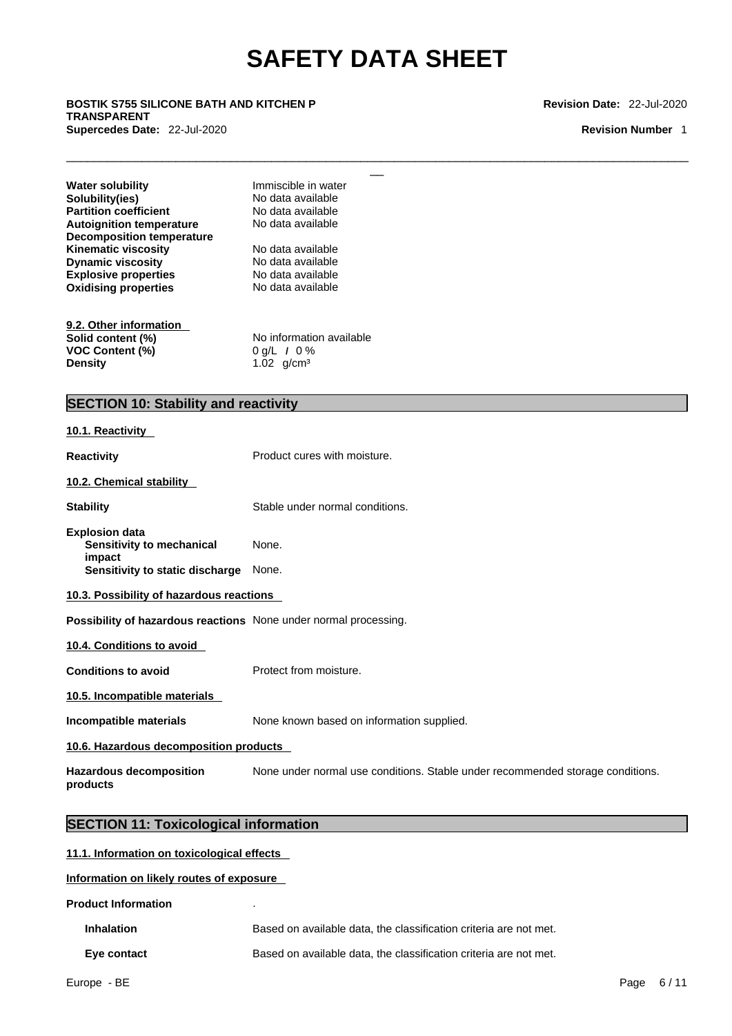| | |
|---|---|
| **Water solubility** | Immiscible in water |
| **Solubility(ies)** | No data available |
| **Partition coefficient** | No data available |
| **Autoignition temperature** | No data available |
| **Decomposition temperature** | |
| **Kinematic viscosity** | No data available |
| **Dynamic viscosity** | No data available |
| **Explosive properties** | No data available |
| **Oxidising properties** | No data available |

**9.2. Other information**

| | |
|---|---|
| **Solid content (%)** | No information available |
| **VOC Content (%)** | 0 g/L / 0 % |
| **Density** | 1.02 g/cm³ |

## SECTION 10: Stability and reactivity

**10.1. Reactivity**

**Reactivity** Product cures with moisture.

**10.2. Chemical stability**

**Stability** Stable under normal conditions.

**Explosion data**
- **Sensitivity to mechanical impact** None.
- **Sensitivity to static discharge** None.

**10.3. Possibility of hazardous reactions**

**Possibility of hazardous reactions** None under normal processing.

**10.4. Conditions to avoid**

**Conditions to avoid** Protect from moisture.

**10.5. Incompatible materials**

**Incompatible materials** None known based on information supplied.

**10.6. Hazardous decomposition products**

**Hazardous decomposition products** None under normal use conditions. Stable under recommended storage conditions.

## SECTION 11: Toxicological information

**11.1. Information on toxicological effects**

**Information on likely routes of exposure**

**Product Information** .

- **Inhalation** Based on available data, the classification criteria are not met.
- **Eye contact** Based on available data, the classification criteria are not met.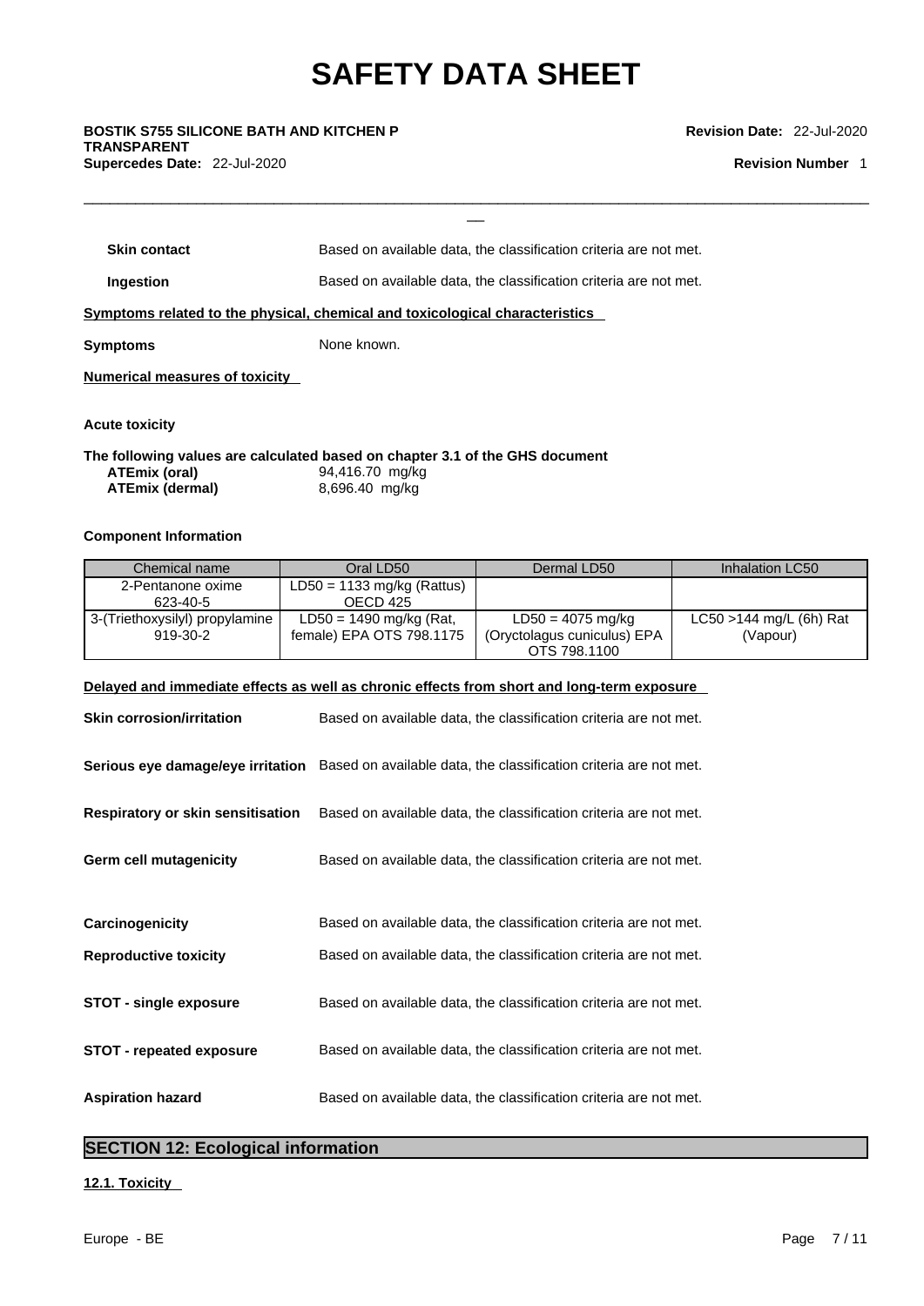| | |
|---|---|
| **Skin contact** | Based on available data, the classification criteria are not met. |
| **Ingestion** | Based on available data, the classification criteria are not met. |

**Symptoms related to the physical, chemical and toxicological characteristics**

**Symptoms** None known.

**Numerical measures of toxicity**

**Acute toxicity**

**The following values are calculated based on chapter 3.1 of the GHS document**

| | |
|---|---|
| **ATEmix (oral)** | 94,416.70 mg/kg |
| **ATEmix (dermal)** | 8,696.40 mg/kg |

**Component Information**

| Chemical name | Oral LD50 | Dermal LD50 | Inhalation LC50 |
|---|---|---|---|
| 2-Pentanone oxime 623-40-5 | LD50 = 1133 mg/kg (Rattus) OECD 425 | | |
| 3-(Triethoxysilyl) propylamine 919-30-2 | LD50 = 1490 mg/kg (Rat, female) EPA OTS 798.1175 | LD50 = 4075 mg/kg (Oryctolagus cuniculus) EPA OTS 798.1100 | LC50 >144 mg/L (6h) Rat (Vapour) |

**Delayed and immediate effects as well as chronic effects from short and long-term exposure**

| | |
|---|---|
| **Skin corrosion/irritation** | Based on available data, the classification criteria are not met. |
| **Serious eye damage/eye irritation** | Based on available data, the classification criteria are not met. |
| **Respiratory or skin sensitisation** | Based on available data, the classification criteria are not met. |
| **Germ cell mutagenicity** | Based on available data, the classification criteria are not met. |
| **Carcinogenicity** | Based on available data, the classification criteria are not met. |
| **Reproductive toxicity** | Based on available data, the classification criteria are not met. |
| **STOT - single exposure** | Based on available data, the classification criteria are not met. |
| **STOT - repeated exposure** | Based on available data, the classification criteria are not met. |
| **Aspiration hazard** | Based on available data, the classification criteria are not met. |

## SECTION 12: Ecological information

**12.1. Toxicity**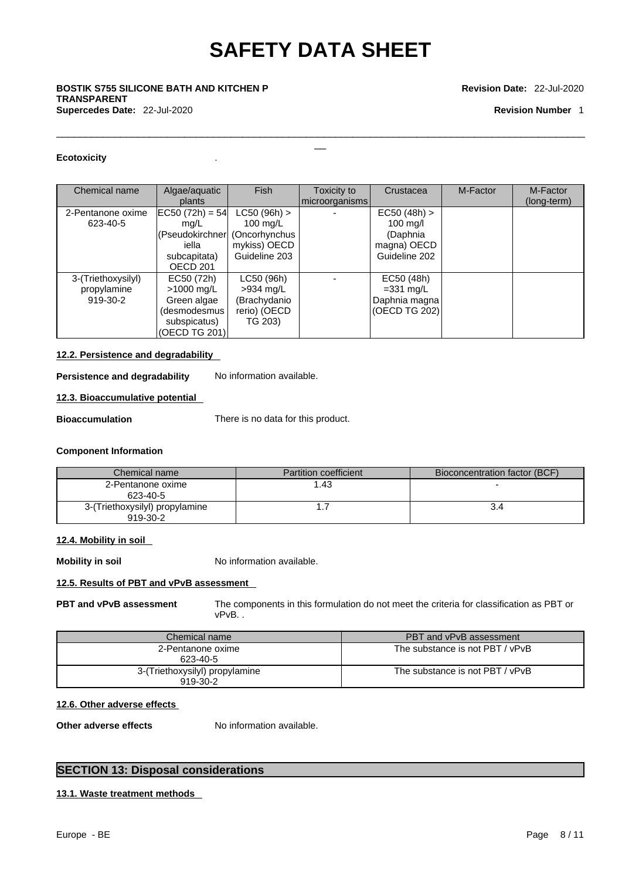**Ecotoxicity** .

| Chemical name | Algae/aquatic plants | Fish | Toxicity to microorganisms | Crustacea | M-Factor | M-Factor (long-term) |
|---|---|---|---|---|---|---|
| 2-Pentanone oxime 623-40-5 | EC50 (72h) = 54 mg/L (Pseudokirchneriella subcapitata) OECD 201 | LC50 (96h) > 100 mg/L (Oncorhynchus mykiss) OECD Guideline 203 | - | EC50 (48h) > 100 mg/l (Daphnia magna) OECD Guideline 202 | | |
| 3-(Triethoxysilyl) propylamine 919-30-2 | EC50 (72h) >1000 mg/L Green algae (desmodesmus subspicatus) (OECD TG 201) | LC50 (96h) >934 mg/L (Brachydanio rerio) (OECD TG 203) | - | EC50 (48h) =331 mg/L Daphnia magna (OECD TG 202) | | |

**12.2. Persistence and degradability**

**Persistence and degradability** No information available.

**12.3. Bioaccumulative potential**

**Bioaccumulation** There is no data for this product.

**Component Information**

| Chemical name | Partition coefficient | Bioconcentration factor (BCF) |
|---|---|---|
| 2-Pentanone oxime 623-40-5 | 1.43 | - |
| 3-(Triethoxysilyl) propylamine 919-30-2 | 1.7 | 3.4 |

**12.4. Mobility in soil**

**Mobility in soil** No information available.

**12.5. Results of PBT and vPvB assessment**

**PBT and vPvB assessment** The components in this formulation do not meet the criteria for classification as PBT or vPvB. .

| Chemical name | PBT and vPvB assessment |
|---|---|
| 2-Pentanone oxime 623-40-5 | The substance is not PBT / vPvB |
| 3-(Triethoxysilyl) propylamine 919-30-2 | The substance is not PBT / vPvB |

**12.6. Other adverse effects**

**Other adverse effects** No information available.

## SECTION 13: Disposal considerations

**13.1. Waste treatment methods**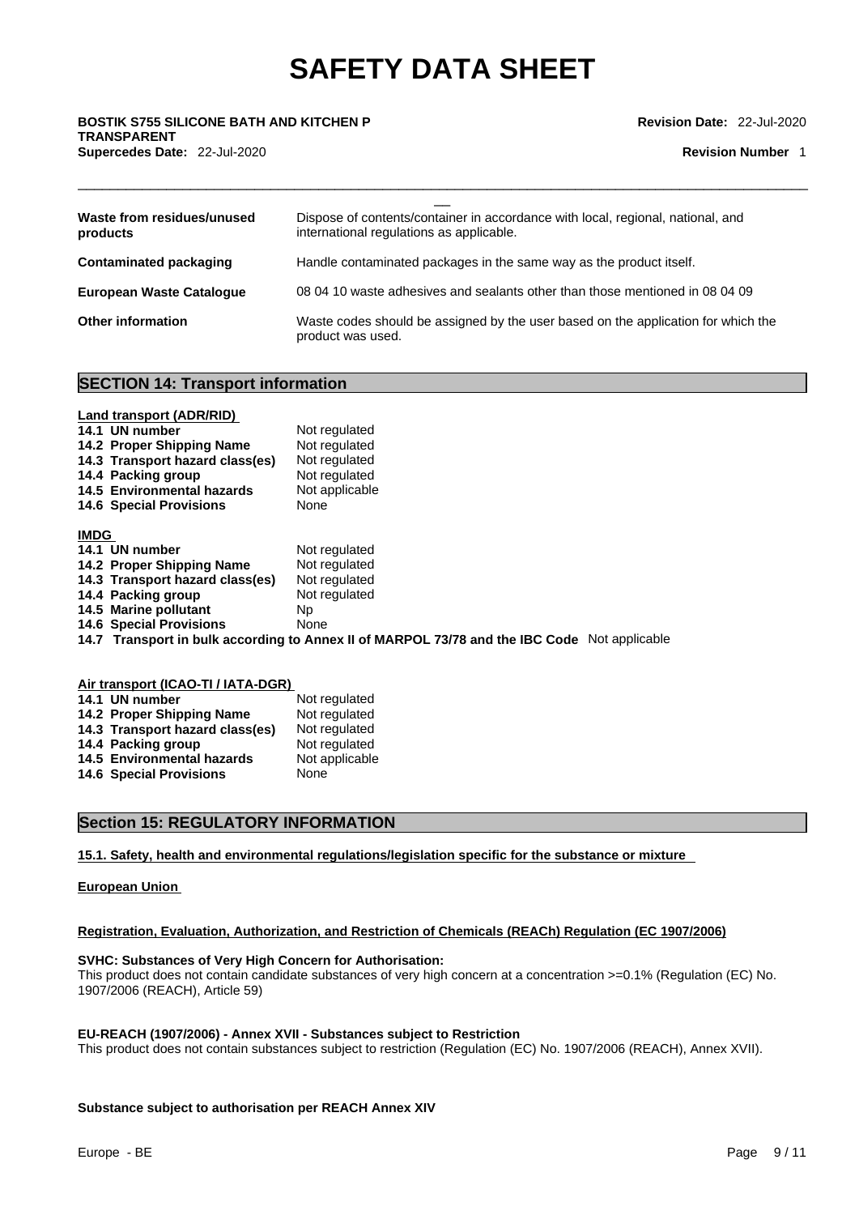| | |
|---|---|
| **Waste from residues/unused products** | Dispose of contents/container in accordance with local, regional, national, and international regulations as applicable. |
| **Contaminated packaging** | Handle contaminated packages in the same way as the product itself. |
| **European Waste Catalogue** | 08 04 10 waste adhesives and sealants other than those mentioned in 08 04 09 |
| **Other information** | Waste codes should be assigned by the user based on the application for which the product was used. |

## SECTION 14: Transport information

**Land transport (ADR/RID)**

| | |
|---|---|
| **14.1 UN number** | Not regulated |
| **14.2 Proper Shipping Name** | Not regulated |
| **14.3 Transport hazard class(es)** | Not regulated |
| **14.4 Packing group** | Not regulated |
| **14.5 Environmental hazards** | Not applicable |
| **14.6 Special Provisions** | None |

**IMDG**

| | |
|---|---|
| **14.1 UN number** | Not regulated |
| **14.2 Proper Shipping Name** | Not regulated |
| **14.3 Transport hazard class(es)** | Not regulated |
| **14.4 Packing group** | Not regulated |
| **14.5 Marine pollutant** | Np |
| **14.6 Special Provisions** | None |

**14.7 Transport in bulk according to Annex II of MARPOL 73/78 and the IBC Code** Not applicable

**Air transport (ICAO-TI / IATA-DGR)**

| | |
|---|---|
| **14.1 UN number** | Not regulated |
| **14.2 Proper Shipping Name** | Not regulated |
| **14.3 Transport hazard class(es)** | Not regulated |
| **14.4 Packing group** | Not regulated |
| **14.5 Environmental hazards** | Not applicable |
| **14.6 Special Provisions** | None |

## Section 15: REGULATORY INFORMATION

**15.1. Safety, health and environmental regulations/legislation specific for the substance or mixture**

**European Union**

**Registration, Evaluation, Authorization, and Restriction of Chemicals (REACh) Regulation (EC 1907/2006)**

**SVHC: Substances of Very High Concern for Authorisation:**
This product does not contain candidate substances of very high concern at a concentration >=0.1% (Regulation (EC) No. 1907/2006 (REACH), Article 59)

**EU-REACH (1907/2006) - Annex XVII - Substances subject to Restriction**
This product does not contain substances subject to restriction (Regulation (EC) No. 1907/2006 (REACH), Annex XVII).

**Substance subject to authorisation per REACH Annex XIV**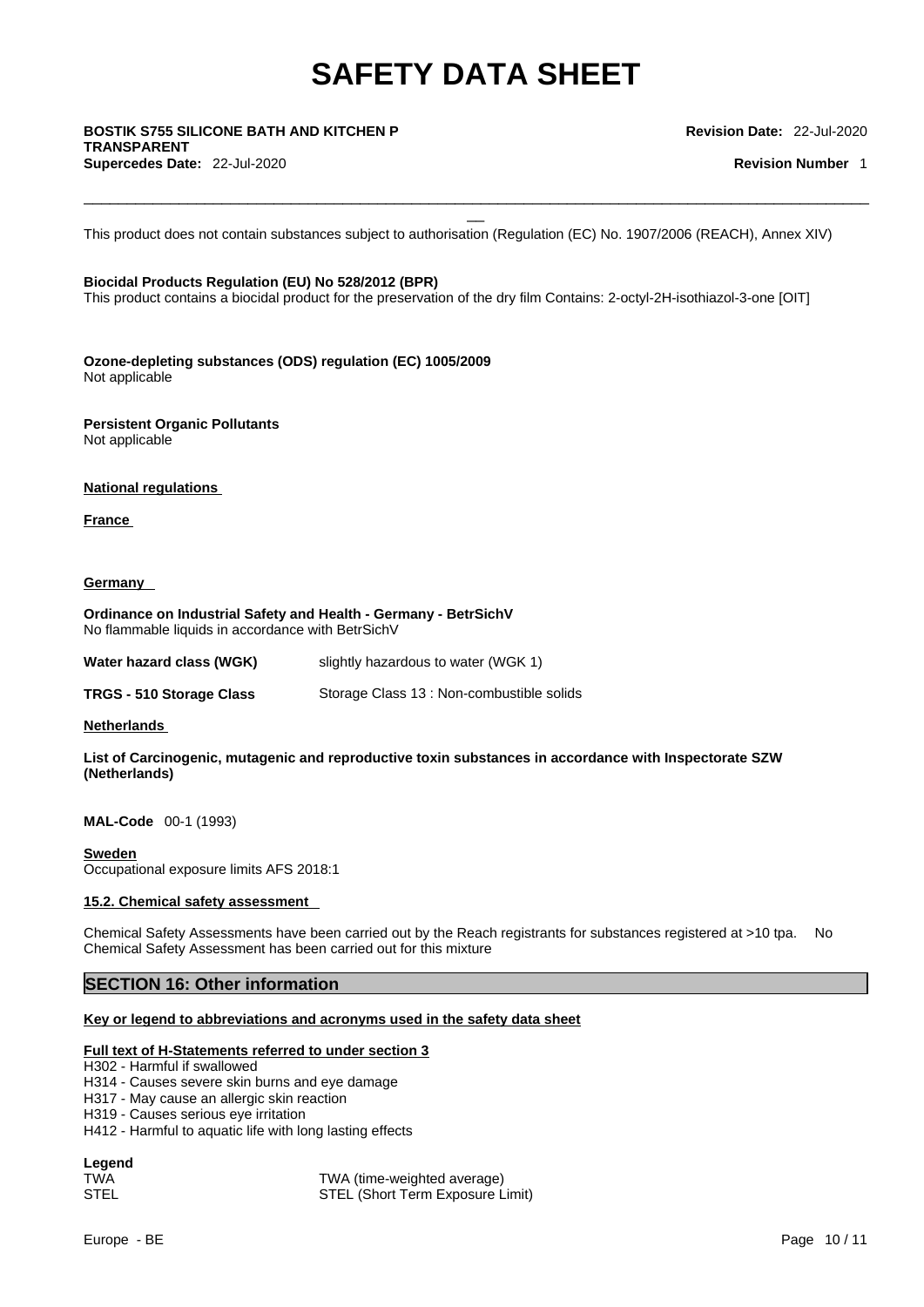This product does not contain substances subject to authorisation (Regulation (EC) No. 1907/2006 (REACH), Annex XIV)

**Biocidal Products Regulation (EU) No 528/2012 (BPR)**
This product contains a biocidal product for the preservation of the dry film Contains: 2-octyl-2H-isothiazol-3-one [OIT]

**Ozone-depleting substances (ODS) regulation (EC) 1005/2009**
Not applicable

**Persistent Organic Pollutants**
Not applicable

**National regulations**

**France**

**Germany**

**Ordinance on Industrial Safety and Health - Germany - BetrSichV**
No flammable liquids in accordance with BetrSichV

| | |
|---|---|
| **Water hazard class (WGK)** | slightly hazardous to water (WGK 1) |
| **TRGS - 510 Storage Class** | Storage Class 13 : Non-combustible solids |

**Netherlands**

**List of Carcinogenic, mutagenic and reproductive toxin substances in accordance with Inspectorate SZW (Netherlands)**

**MAL-Code** 00-1 (1993)

**Sweden**
Occupational exposure limits AFS 2018:1

**15.2. Chemical safety assessment**

Chemical Safety Assessments have been carried out by the Reach registrants for substances registered at >10 tpa. No Chemical Safety Assessment has been carried out for this mixture

## SECTION 16: Other information

**Key or legend to abbreviations and acronyms used in the safety data sheet**

**Full text of H-Statements referred to under section 3**
H302 - Harmful if swallowed
H314 - Causes severe skin burns and eye damage
H317 - May cause an allergic skin reaction
H319 - Causes serious eye irritation
H412 - Harmful to aquatic life with long lasting effects

**Legend**

| | |
|---|---|
| TWA | TWA (time-weighted average) |
| STEL | STEL (Short Term Exposure Limit) |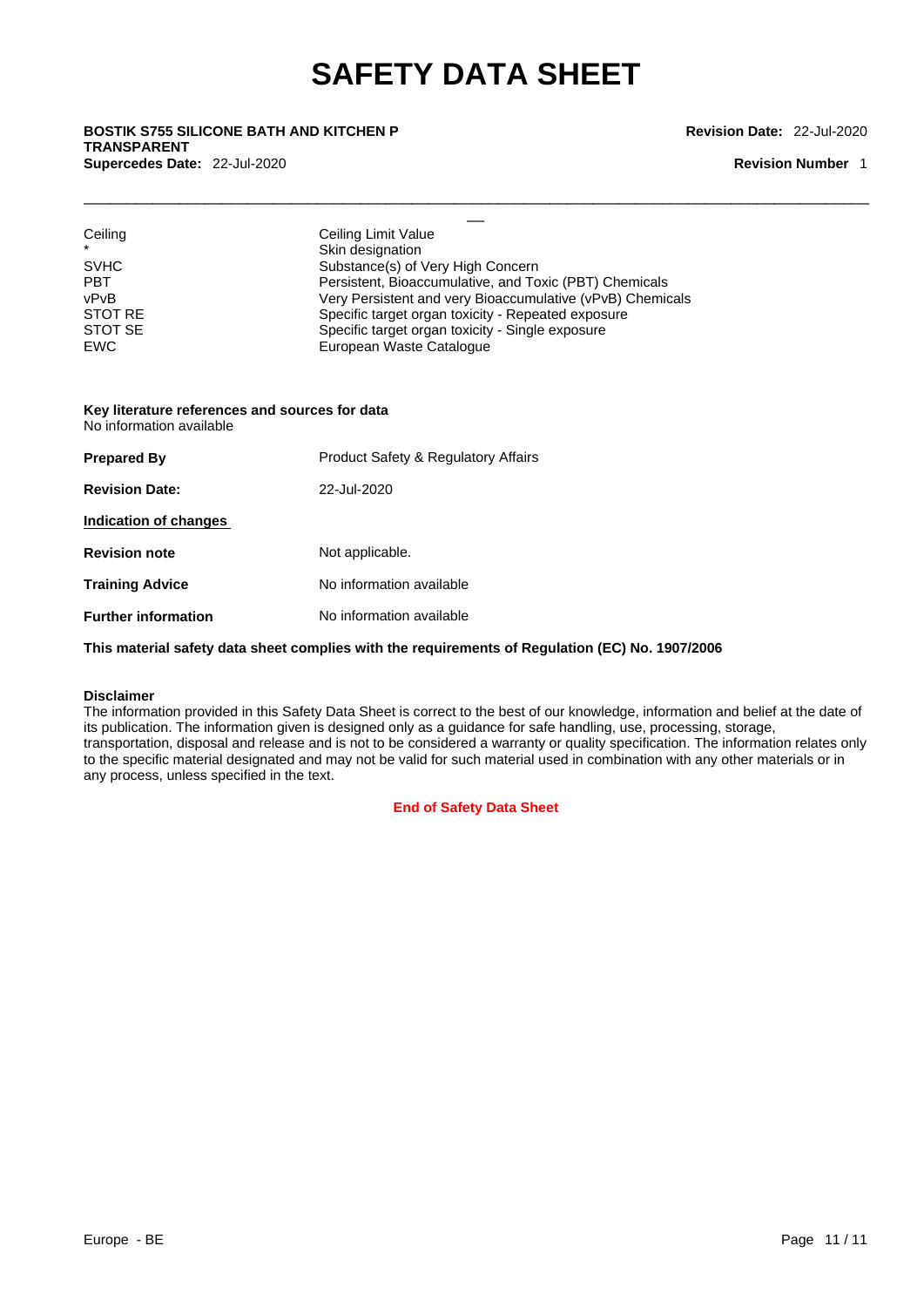| | |
|---|---|
| Ceiling | Ceiling Limit Value |
| * | Skin designation |
| SVHC | Substance(s) of Very High Concern |
| PBT | Persistent, Bioaccumulative, and Toxic (PBT) Chemicals |
| vPvB | Very Persistent and very Bioaccumulative (vPvB) Chemicals |
| STOT RE | Specific target organ toxicity - Repeated exposure |
| STOT SE | Specific target organ toxicity - Single exposure |
| EWC | European Waste Catalogue |

**Key literature references and sources for data**
No information available

| | |
|---|---|
| **Prepared By** | Product Safety & Regulatory Affairs |
| **Revision Date:** | 22-Jul-2020 |

**Indication of changes**

| | |
|---|---|
| **Revision note** | Not applicable. |
| **Training Advice** | No information available |
| **Further information** | No information available |

**This material safety data sheet complies with the requirements of Regulation (EC) No. 1907/2006**

**Disclaimer**
The information provided in this Safety Data Sheet is correct to the best of our knowledge, information and belief at the date of its publication. The information given is designed only as a guidance for safe handling, use, processing, storage, transportation, disposal and release and is not to be considered a warranty or quality specification. The information relates only to the specific material designated and may not be valid for such material used in combination with any other materials or in any process, unless specified in the text.

**End of Safety Data Sheet**